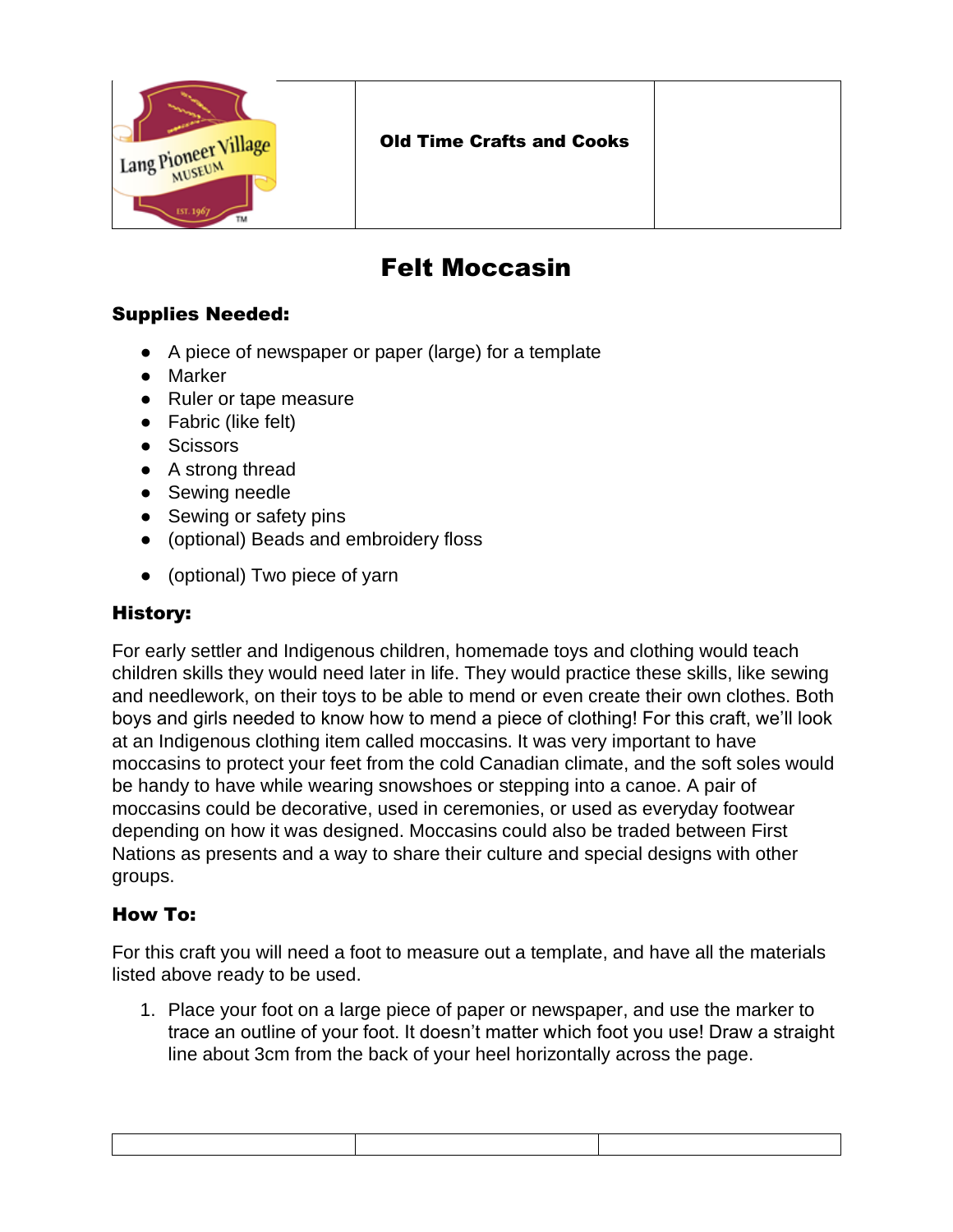| Lang Pioneer Village Museum | **Old Time Crafts and Cooks** | |
|---|---|---|

# Felt Moccasin

## Supplies Needed:

- A piece of newspaper or paper (large) for a template
- Marker
- Ruler or tape measure
- Fabric (like felt)
- Scissors
- A strong thread
- Sewing needle
- Sewing or safety pins
- (optional) Beads and embroidery floss
- (optional) Two piece of yarn

## History:

For early settler and Indigenous children, homemade toys and clothing would teach children skills they would need later in life. They would practice these skills, like sewing and needlework, on their toys to be able to mend or even create their own clothes. Both boys and girls needed to know how to mend a piece of clothing! For this craft, we'll look at an Indigenous clothing item called moccasins. It was very important to have moccasins to protect your feet from the cold Canadian climate, and the soft soles would be handy to have while wearing snowshoes or stepping into a canoe. A pair of moccasins could be decorative, used in ceremonies, or used as everyday footwear depending on how it was designed. Moccasins could also be traded between First Nations as presents and a way to share their culture and special designs with other groups.

## How To:

For this craft you will need a foot to measure out a template, and have all the materials listed above ready to be used.

1. Place your foot on a large piece of paper or newspaper, and use the marker to trace an outline of your foot. It doesn't matter which foot you use! Draw a straight line about 3cm from the back of your heel horizontally across the page.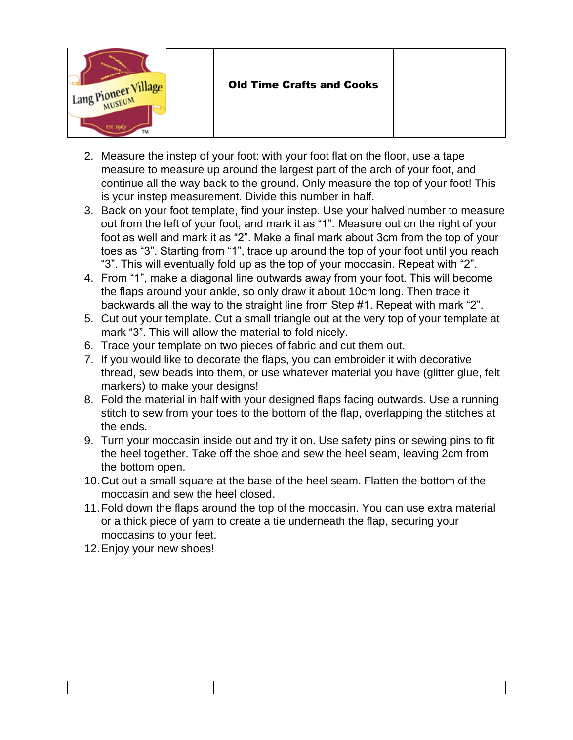2. Measure the instep of your foot: with your foot flat on the floor, use a tape measure to measure up around the largest part of the arch of your foot, and continue all the way back to the ground. Only measure the top of your foot! This is your instep measurement. Divide this number in half.
3. Back on your foot template, find your instep. Use your halved number to measure out from the left of your foot, and mark it as "1". Measure out on the right of your foot as well and mark it as "2". Make a final mark about 3cm from the top of your toes as "3". Starting from "1", trace up around the top of your foot until you reach "3". This will eventually fold up as the top of your moccasin. Repeat with "2".
4. From "1", make a diagonal line outwards away from your foot. This will become the flaps around your ankle, so only draw it about 10cm long. Then trace it backwards all the way to the straight line from Step #1. Repeat with mark "2".
5. Cut out your template. Cut a small triangle out at the very top of your template at mark "3". This will allow the material to fold nicely.
6. Trace your template on two pieces of fabric and cut them out.
7. If you would like to decorate the flaps, you can embroider it with decorative thread, sew beads into them, or use whatever material you have (glitter glue, felt markers) to make your designs!
8. Fold the material in half with your designed flaps facing outwards. Use a running stitch to sew from your toes to the bottom of the flap, overlapping the stitches at the ends.
9. Turn your moccasin inside out and try it on. Use safety pins or sewing pins to fit the heel together. Take off the shoe and sew the heel seam, leaving 2cm from the bottom open.
10. Cut out a small square at the base of the heel seam. Flatten the bottom of the moccasin and sew the heel closed.
11. Fold down the flaps around the top of the moccasin. You can use extra material or a thick piece of yarn to create a tie underneath the flap, securing your moccasins to your feet.
12. Enjoy your new shoes!